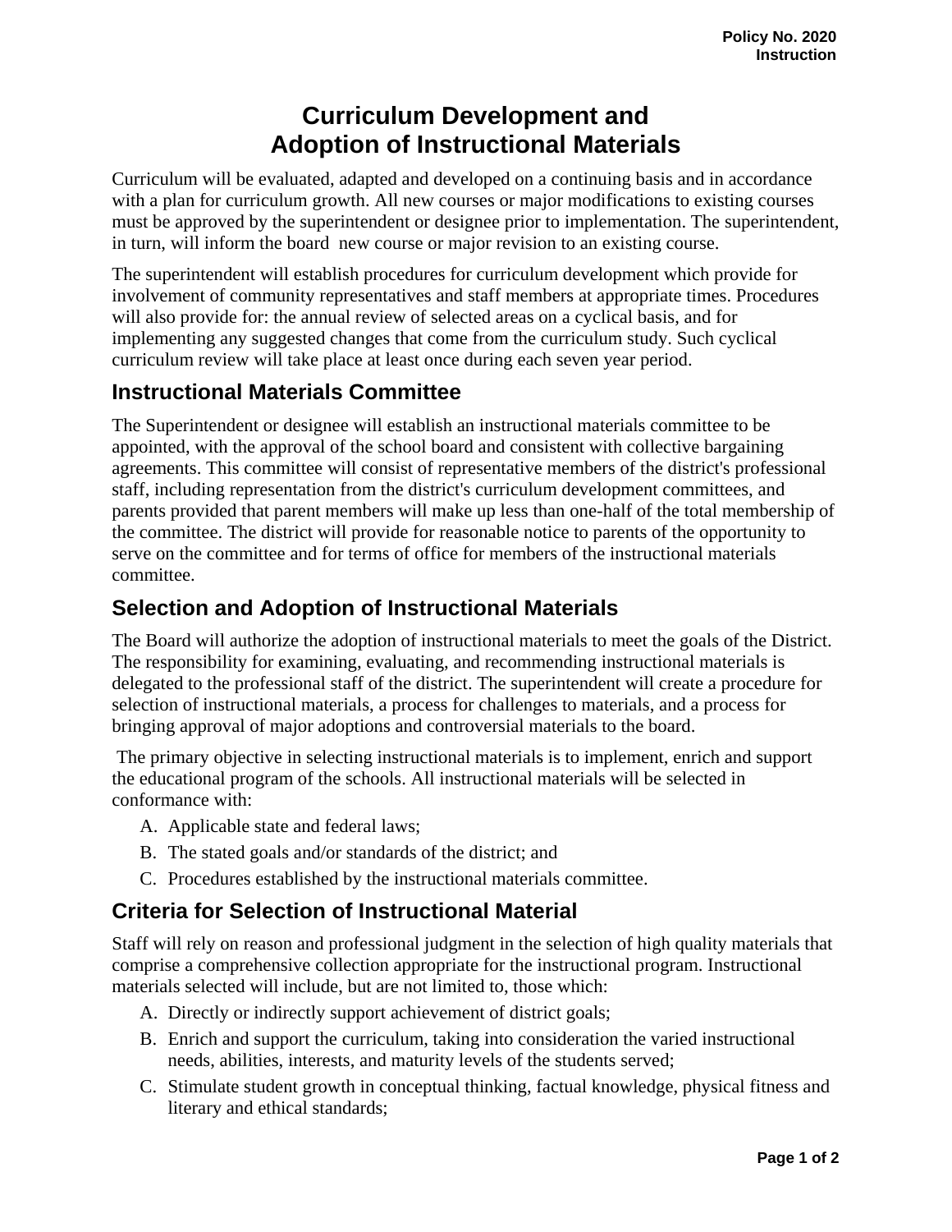**Policy No. 2020**
**Instruction**

# Curriculum Development and Adoption of Instructional Materials

Curriculum will be evaluated, adapted and developed on a continuing basis and in accordance with a plan for curriculum growth. All new courses or major modifications to existing courses must be approved by the superintendent or designee prior to implementation. The superintendent, in turn, will inform the board  new course or major revision to an existing course.

The superintendent will establish procedures for curriculum development which provide for involvement of community representatives and staff members at appropriate times. Procedures will also provide for: the annual review of selected areas on a cyclical basis, and for implementing any suggested changes that come from the curriculum study. Such cyclical curriculum review will take place at least once during each seven year period.

## Instructional Materials Committee

The Superintendent or designee will establish an instructional materials committee to be appointed, with the approval of the school board and consistent with collective bargaining agreements. This committee will consist of representative members of the district's professional staff, including representation from the district's curriculum development committees, and parents provided that parent members will make up less than one-half of the total membership of the committee. The district will provide for reasonable notice to parents of the opportunity to serve on the committee and for terms of office for members of the instructional materials committee.

## Selection and Adoption of Instructional Materials

The Board will authorize the adoption of instructional materials to meet the goals of the District. The responsibility for examining, evaluating, and recommending instructional materials is delegated to the professional staff of the district. The superintendent will create a procedure for selection of instructional materials, a process for challenges to materials, and a process for bringing approval of major adoptions and controversial materials to the board.

The primary objective in selecting instructional materials is to implement, enrich and support the educational program of the schools. All instructional materials will be selected in conformance with:

A. Applicable state and federal laws;
B. The stated goals and/or standards of the district; and
C. Procedures established by the instructional materials committee.

## Criteria for Selection of Instructional Material

Staff will rely on reason and professional judgment in the selection of high quality materials that comprise a comprehensive collection appropriate for the instructional program. Instructional materials selected will include, but are not limited to, those which:

A. Directly or indirectly support achievement of district goals;
B. Enrich and support the curriculum, taking into consideration the varied instructional needs, abilities, interests, and maturity levels of the students served;
C. Stimulate student growth in conceptual thinking, factual knowledge, physical fitness and literary and ethical standards;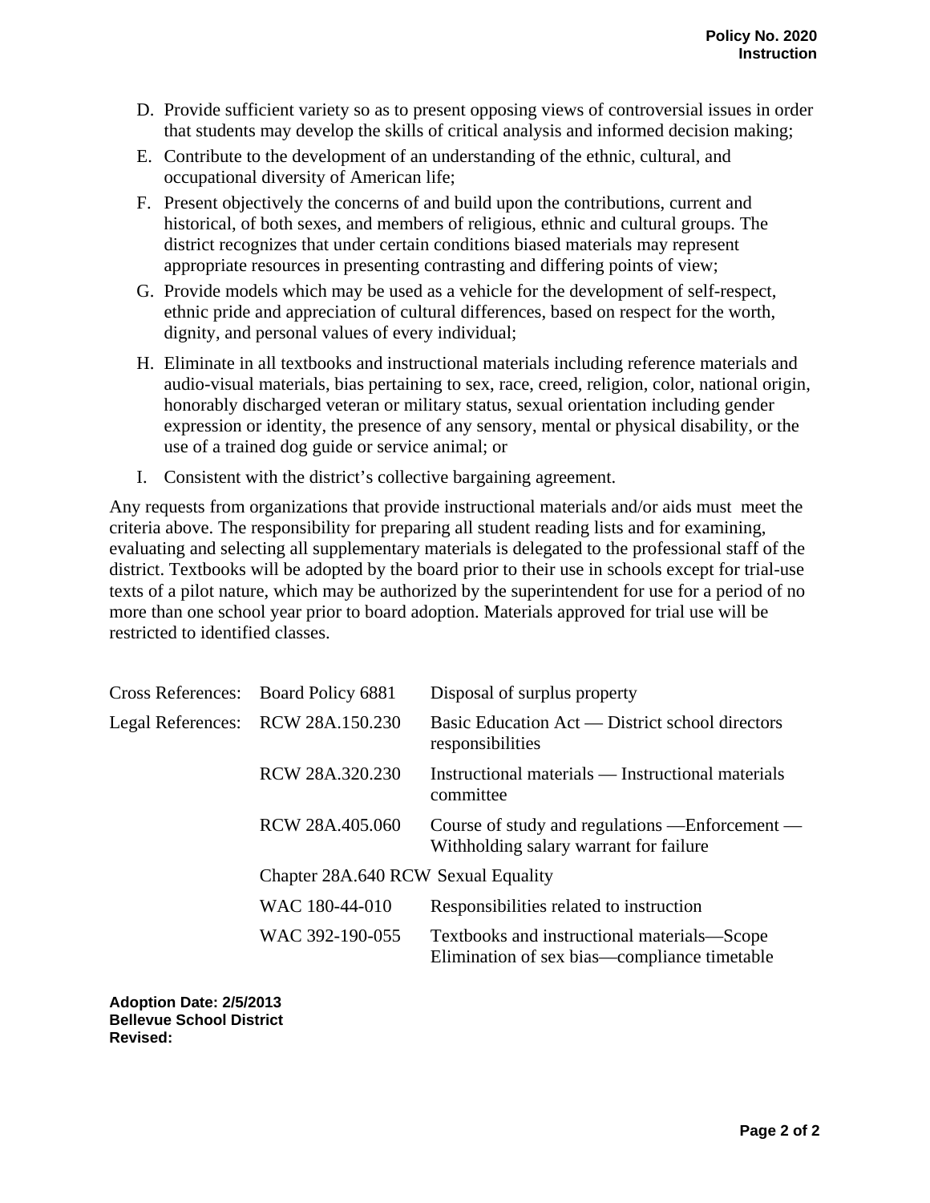D. Provide sufficient variety so as to present opposing views of controversial issues in order that students may develop the skills of critical analysis and informed decision making;

E. Contribute to the development of an understanding of the ethnic, cultural, and occupational diversity of American life;

F. Present objectively the concerns of and build upon the contributions, current and historical, of both sexes, and members of religious, ethnic and cultural groups. The district recognizes that under certain conditions biased materials may represent appropriate resources in presenting contrasting and differing points of view;

G. Provide models which may be used as a vehicle for the development of self-respect, ethnic pride and appreciation of cultural differences, based on respect for the worth, dignity, and personal values of every individual;

H. Eliminate in all textbooks and instructional materials including reference materials and audio-visual materials, bias pertaining to sex, race, creed, religion, color, national origin, honorably discharged veteran or military status, sexual orientation including gender expression or identity, the presence of any sensory, mental or physical disability, or the use of a trained dog guide or service animal; or

I. Consistent with the district's collective bargaining agreement.

Any requests from organizations that provide instructional materials and/or aids must meet the criteria above. The responsibility for preparing all student reading lists and for examining, evaluating and selecting all supplementary materials is delegated to the professional staff of the district. Textbooks will be adopted by the board prior to their use in schools except for trial-use texts of a pilot nature, which may be authorized by the superintendent for use for a period of no more than one school year prior to board adoption. Materials approved for trial use will be restricted to identified classes.

| | | |
|---|---|---|
| Cross References: | Board Policy 6881 | Disposal of surplus property |
| Legal References: | RCW 28A.150.230 | Basic Education Act — District school directors responsibilities |
| | RCW 28A.320.230 | Instructional materials — Instructional materials committee |
| | RCW 28A.405.060 | Course of study and regulations —Enforcement — Withholding salary warrant for failure |
| | Chapter 28A.640 RCW Sexual Equality | |
| | WAC 180-44-010 | Responsibilities related to instruction |
| | WAC 392-190-055 | Textbooks and instructional materials—Scope Elimination of sex bias—compliance timetable |

**Adoption Date: 2/5/2013**
**Bellevue School District**
**Revised:**